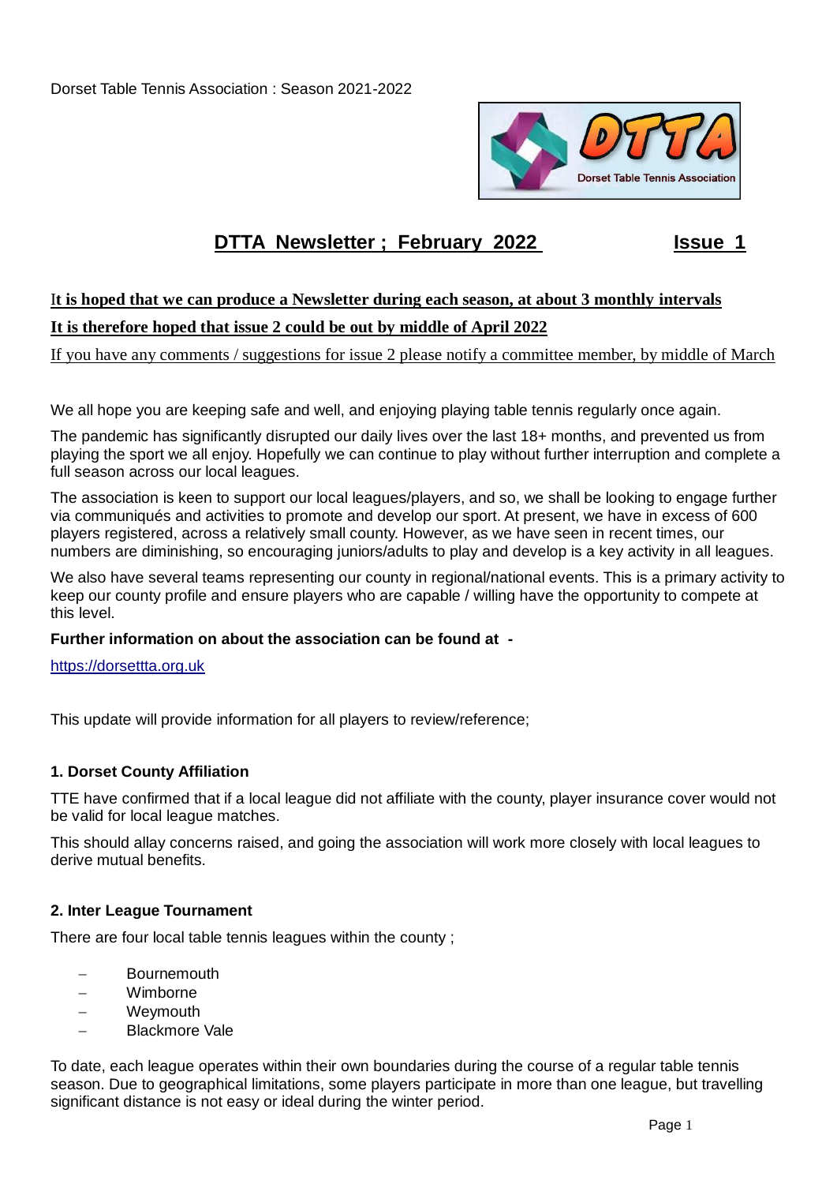Dorset Table Tennis Association : Season 2021-2022

# DTTA Newsletter ; February 2022 Issue 1

**It is hoped that we can produce a Newsletter during each season, at about 3 monthly intervals**

**It is therefore hoped that issue 2 could be out by middle of April 2022**

If you have any comments / suggestions for issue 2 please notify a committee member, by middle of March

We all hope you are keeping safe and well, and enjoying playing table tennis regularly once again.

The pandemic has significantly disrupted our daily lives over the last 18+ months, and prevented us from playing the sport we all enjoy. Hopefully we can continue to play without further interruption and complete a full season across our local leagues.

The association is keen to support our local leagues/players, and so, we shall be looking to engage further via communiqués and activities to promote and develop our sport. At present, we have in excess of 600 players registered, across a relatively small county. However, as we have seen in recent times, our numbers are diminishing, so encouraging juniors/adults to play and develop is a key activity in all leagues.

We also have several teams representing our county in regional/national events. This is a primary activity to keep our county profile and ensure players who are capable / willing have the opportunity to compete at this level.

**Further information on about the association can be found at -**

https://dorsettta.org.uk

This update will provide information for all players to review/reference;

### 1. Dorset County Affiliation

TTE have confirmed that if a local league did not affiliate with the county, player insurance cover would not be valid for local league matches.

This should allay concerns raised, and going the association will work more closely with local leagues to derive mutual benefits.

### 2. Inter League Tournament

There are four local table tennis leagues within the county ;

- Bournemouth
- Wimborne
- Weymouth
- Blackmore Vale

To date, each league operates within their own boundaries during the course of a regular table tennis season. Due to geographical limitations, some players participate in more than one league, but travelling significant distance is not easy or ideal during the winter period.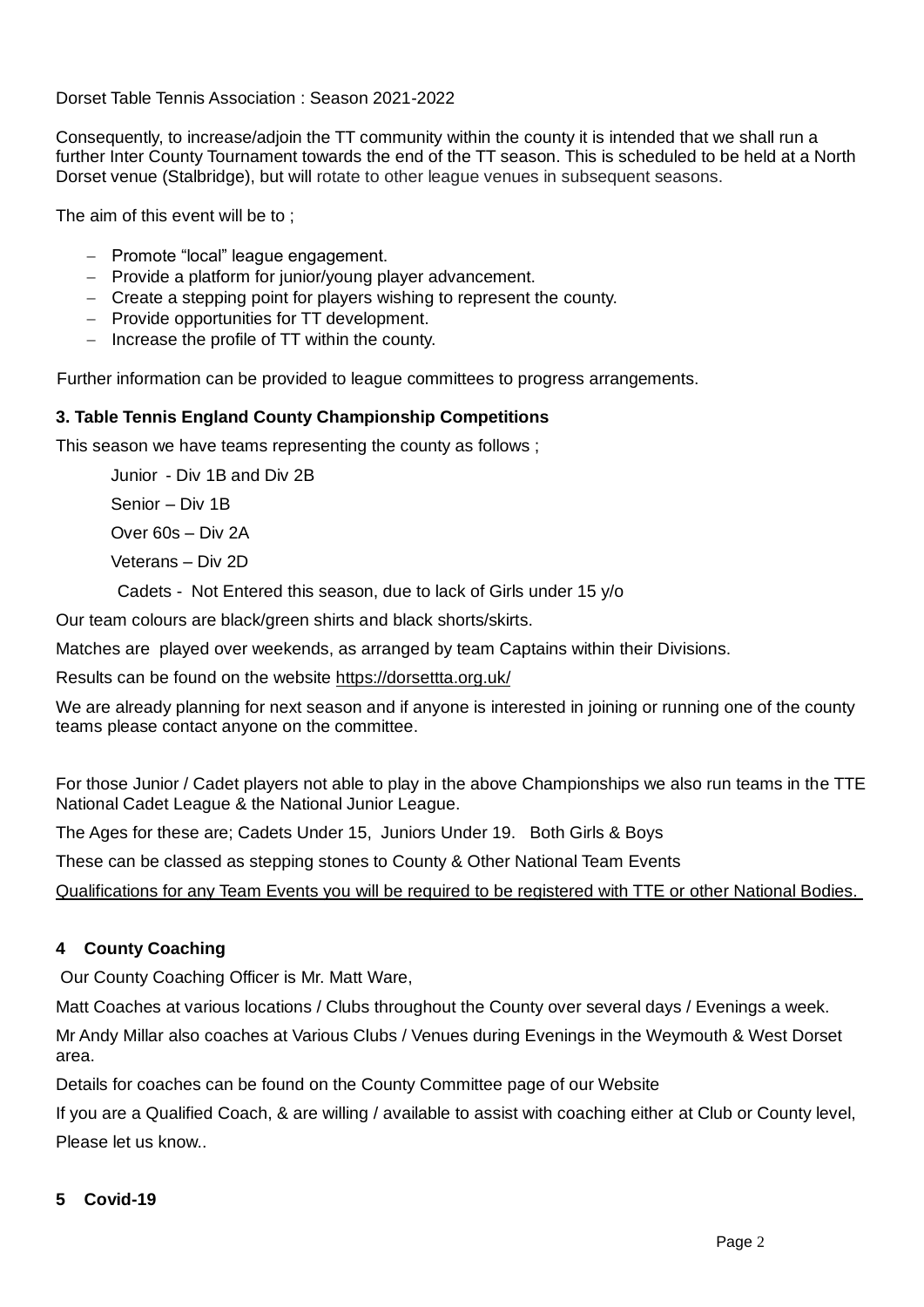Dorset Table Tennis Association : Season 2021-2022

Consequently, to increase/adjoin the TT community within the county it is intended that we shall run a further Inter County Tournament towards the end of the TT season. This is scheduled to be held at a North Dorset venue (Stalbridge), but will rotate to other league venues in subsequent seasons.

The aim of this event will be to ;

- Promote “local” league engagement.
- Provide a platform for junior/young player advancement.
- Create a stepping point for players wishing to represent the county.
- Provide opportunities for TT development.
- Increase the profile of TT within the county.

Further information can be provided to league committees to progress arrangements.

### 3. Table Tennis England County Championship Competitions

This season we have teams representing the county as follows ;

Junior - Div 1B and Div 2B

Senior – Div 1B

Over 60s – Div 2A

Veterans – Div 2D

Cadets - Not Entered this season, due to lack of Girls under 15 y/o

Our team colours are black/green shirts and black shorts/skirts.

Matches are played over weekends, as arranged by team Captains within their Divisions.

Results can be found on the website https://dorsettta.org.uk/

We are already planning for next season and if anyone is interested in joining or running one of the county teams please contact anyone on the committee.

For those Junior / Cadet players not able to play in the above Championships we also run teams in the TTE National Cadet League & the National Junior League.

The Ages for these are; Cadets Under 15, Juniors Under 19. Both Girls & Boys

These can be classed as stepping stones to County & Other National Team Events

Qualifications for any Team Events you will be required to be registered with TTE or other National Bodies.

### 4 County Coaching

Our County Coaching Officer is Mr. Matt Ware,

Matt Coaches at various locations / Clubs throughout the County over several days / Evenings a week.

Mr Andy Millar also coaches at Various Clubs / Venues during Evenings in the Weymouth & West Dorset area.

Details for coaches can be found on the County Committee page of our Website

If you are a Qualified Coach, & are willing / available to assist with coaching either at Club or County level, Please let us know..

### 5 Covid-19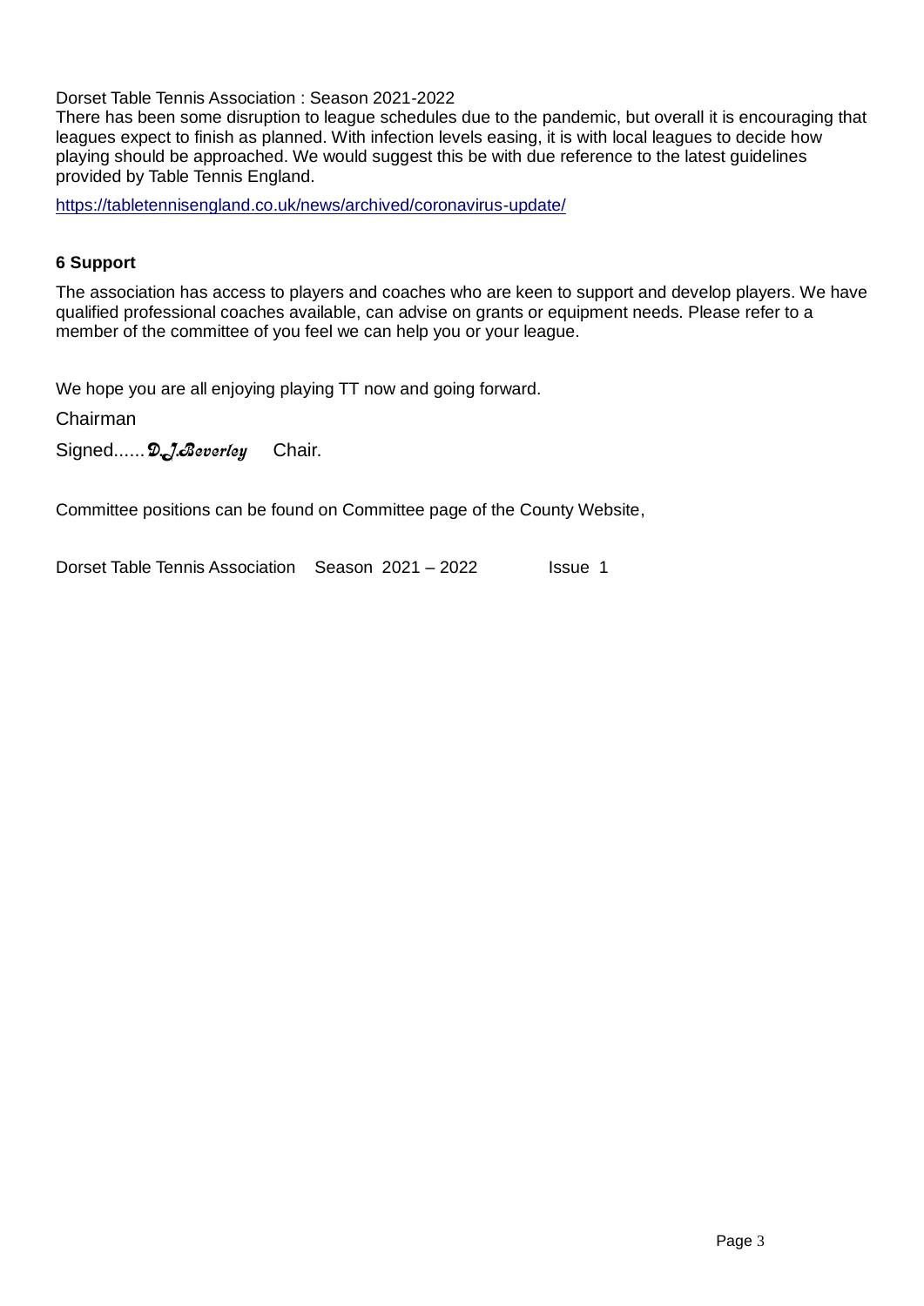Dorset Table Tennis Association : Season 2021-2022

There has been some disruption to league schedules due to the pandemic, but overall it is encouraging that leagues expect to finish as planned. With infection levels easing, it is with local leagues to decide how playing should be approached. We would suggest this be with due reference to the latest guidelines provided by Table Tennis England.

https://tabletennisengland.co.uk/news/archived/coronavirus-update/

**6 Support**

The association has access to players and coaches who are keen to support and develop players. We have qualified professional coaches available, can advise on grants or equipment needs. Please refer to a member of the committee of you feel we can help you or your league.

We hope you are all enjoying playing TT now and going forward.

Chairman

Signed...... *D.J.Beverley* Chair.

Committee positions can be found on Committee page of the County Website,

Dorset Table Tennis Association Season 2021 – 2022 Issue 1